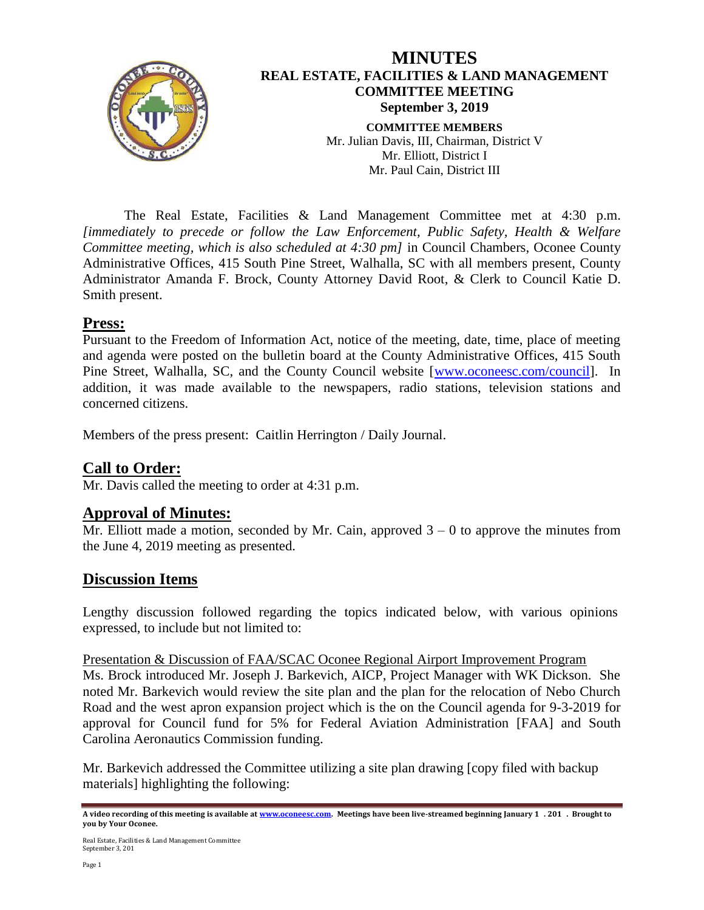# MINUTES

## REAL ESTATE, FACILITIES & LAND MANAGEMENT COMMITTEE MEETING

**September 3, 2019**

**COMMITTEE MEMBERS**

Mr. Julian Davis, III, Chairman, District V
Mr. Elliott, District I
Mr. Paul Cain, District III

The Real Estate, Facilities & Land Management Committee met at 4:30 p.m. *[immediately to precede or follow the Law Enforcement, Public Safety, Health & Welfare Committee meeting, which is also scheduled at 4:30 pm]* in Council Chambers, Oconee County Administrative Offices, 415 South Pine Street, Walhalla, SC with all members present, County Administrator Amanda F. Brock, County Attorney David Root, & Clerk to Council Katie D. Smith present.

## Press:

Pursuant to the Freedom of Information Act, notice of the meeting, date, time, place of meeting and agenda were posted on the bulletin board at the County Administrative Offices, 415 South Pine Street, Walhalla, SC, and the County Council website [www.oconeesc.com/council]. In addition, it was made available to the newspapers, radio stations, television stations and concerned citizens.

Members of the press present: Caitlin Herrington / Daily Journal.

## Call to Order:

Mr. Davis called the meeting to order at 4:31 p.m.

## Approval of Minutes:

Mr. Elliott made a motion, seconded by Mr. Cain, approved 3 – 0 to approve the minutes from the June 4, 2019 meeting as presented.

## Discussion Items

Lengthy discussion followed regarding the topics indicated below, with various opinions expressed, to include but not limited to:

Presentation & Discussion of FAA/SCAC Oconee Regional Airport Improvement Program

Ms. Brock introduced Mr. Joseph J. Barkevich, AICP, Project Manager with WK Dickson. She noted Mr. Barkevich would review the site plan and the plan for the relocation of Nebo Church Road and the west apron expansion project which is the on the Council agenda for 9-3-2019 for approval for Council fund for 5% for Federal Aviation Administration [FAA] and South Carolina Aeronautics Commission funding.

Mr. Barkevich addressed the Committee utilizing a site plan drawing [copy filed with backup materials] highlighting the following:

**A video recording of this meeting is available at www.oconeesc.com. Meetings have been live-streamed beginning January 1 . 201 . Brought to you by Your Oconee.**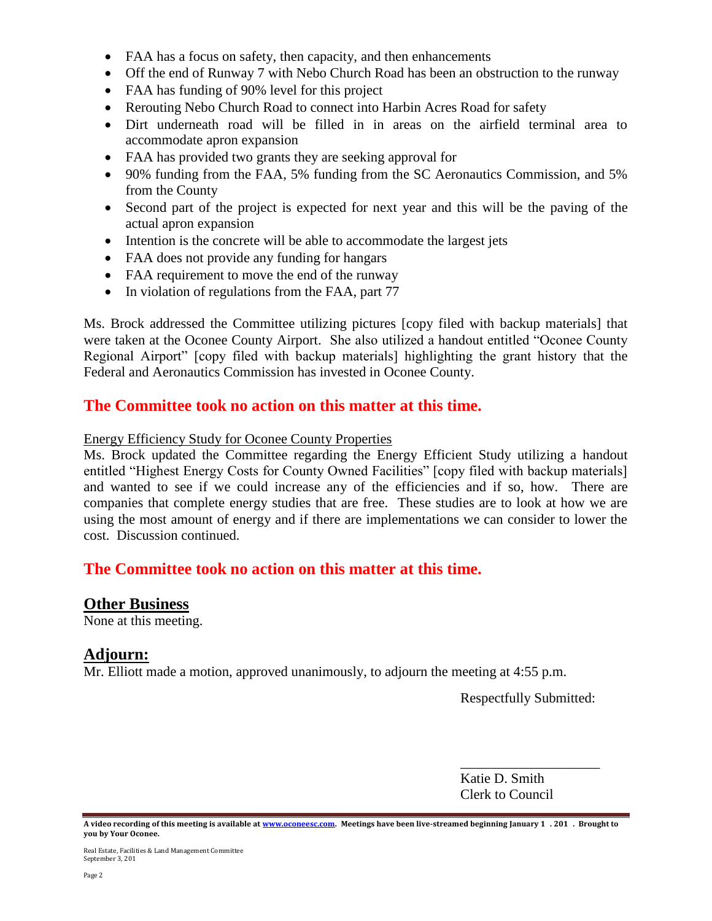- FAA has a focus on safety, then capacity, and then enhancements
- Off the end of Runway 7 with Nebo Church Road has been an obstruction to the runway
- FAA has funding of 90% level for this project
- Rerouting Nebo Church Road to connect into Harbin Acres Road for safety
- Dirt underneath road will be filled in in areas on the airfield terminal area to accommodate apron expansion
- FAA has provided two grants they are seeking approval for
- 90% funding from the FAA, 5% funding from the SC Aeronautics Commission, and 5% from the County
- Second part of the project is expected for next year and this will be the paving of the actual apron expansion
- Intention is the concrete will be able to accommodate the largest jets
- FAA does not provide any funding for hangars
- FAA requirement to move the end of the runway
- In violation of regulations from the FAA, part 77

Ms. Brock addressed the Committee utilizing pictures [copy filed with backup materials] that were taken at the Oconee County Airport. She also utilized a handout entitled "Oconee County Regional Airport" [copy filed with backup materials] highlighting the grant history that the Federal and Aeronautics Commission has invested in Oconee County.

**The Committee took no action on this matter at this time.**

Energy Efficiency Study for Oconee County Properties

Ms. Brock updated the Committee regarding the Energy Efficient Study utilizing a handout entitled "Highest Energy Costs for County Owned Facilities" [copy filed with backup materials] and wanted to see if we could increase any of the efficiencies and if so, how. There are companies that complete energy studies that are free. These studies are to look at how we are using the most amount of energy and if there are implementations we can consider to lower the cost. Discussion continued.

**The Committee took no action on this matter at this time.**

## Other Business

None at this meeting.

## Adjourn:

Mr. Elliott made a motion, approved unanimously, to adjourn the meeting at 4:55 p.m.

Respectfully Submitted:

\_\_\_\_\_\_\_\_\_\_\_\_\_\_\_\_\_\_\_\_\_\_

Katie D. Smith
Clerk to Council

**A video recording of this meeting is available at www.oconeesc.com. Meetings have been live-streamed beginning January 1 . 201 . Brought to you by Your Oconee.**